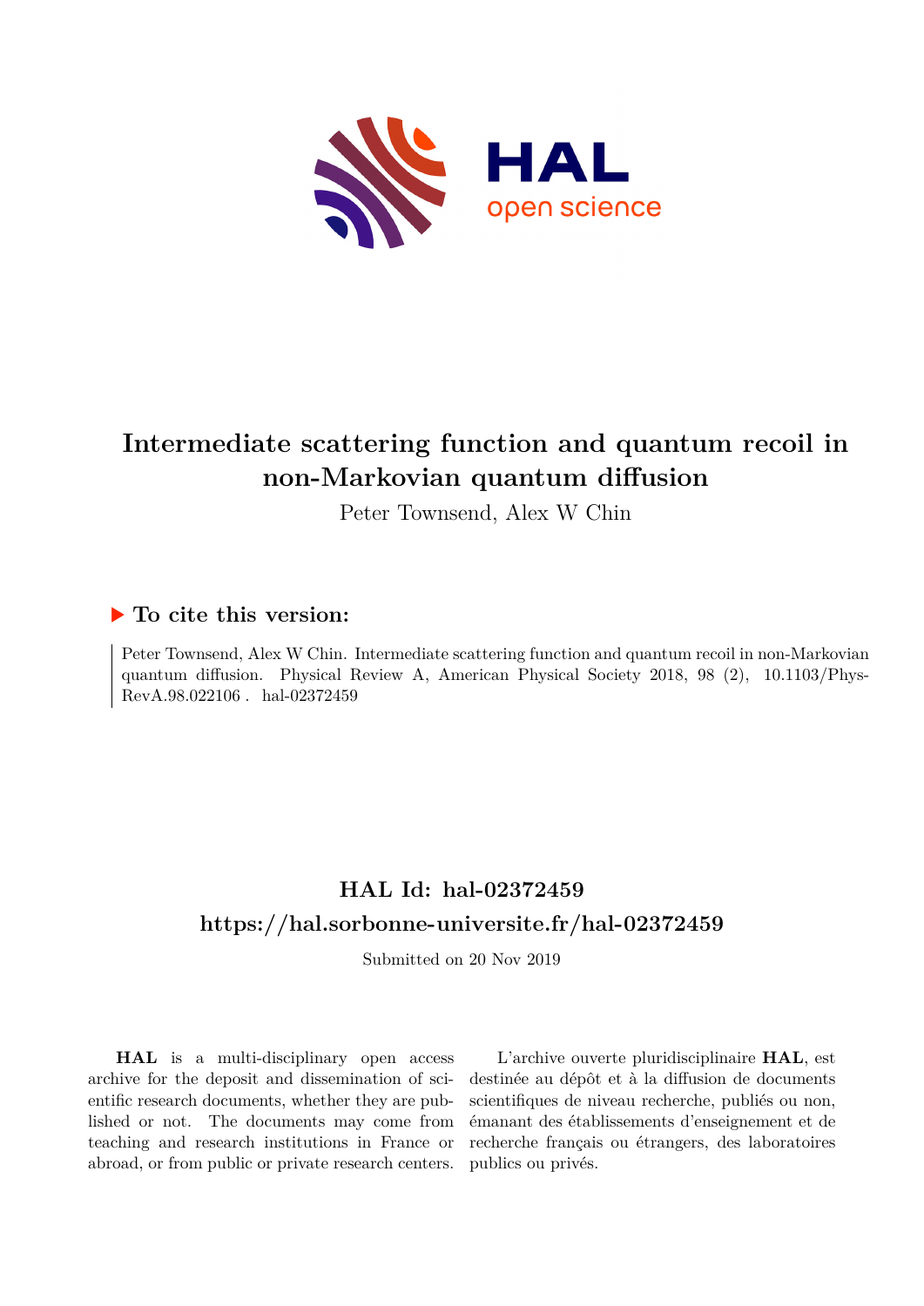# Intermediate scattering function and quantum recoil in non-Markovian quantum diffusion

Peter Townsend, Alex W Chin

## ▶ To cite this version:

Peter Townsend, Alex W Chin. Intermediate scattering function and quantum recoil in non-Markovian quantum diffusion. Physical Review A, American Physical Society 2018, 98 (2), 10.1103/PhysRevA.98.022106 . hal-02372459

## HAL Id: hal-02372459

## https://hal.sorbonne-universite.fr/hal-02372459

Submitted on 20 Nov 2019

**HAL** is a multi-disciplinary open access archive for the deposit and dissemination of scientific research documents, whether they are published or not. The documents may come from teaching and research institutions in France or abroad, or from public or private research centers.

L'archive ouverte pluridisciplinaire **HAL**, est destinée au dépôt et à la diffusion de documents scientifiques de niveau recherche, publiés ou non, émanant des établissements d'enseignement et de recherche français ou étrangers, des laboratoires publics ou privés.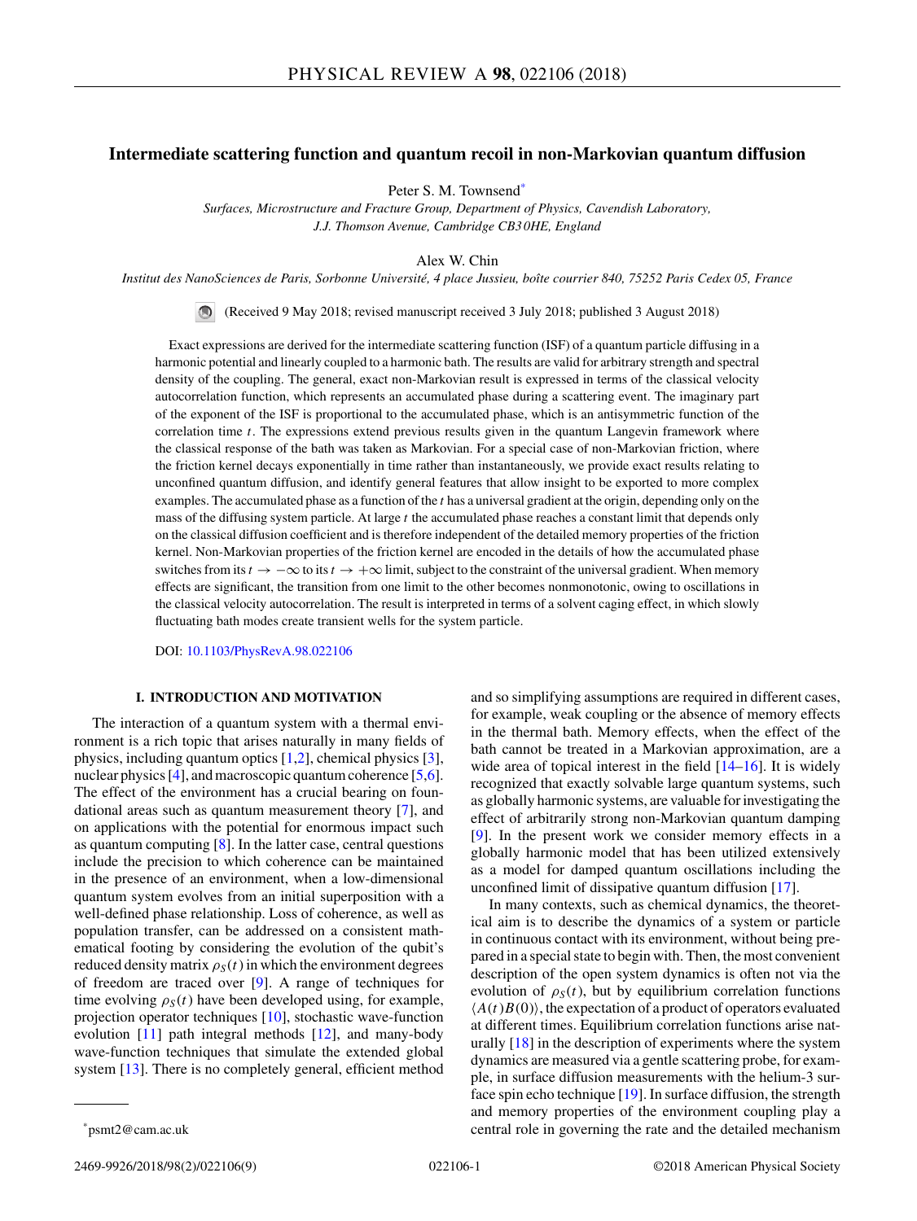# Intermediate scattering function and quantum recoil in non-Markovian quantum diffusion

Peter S. M. Townsend*

*Surfaces, Microstructure and Fracture Group, Department of Physics, Cavendish Laboratory, J.J. Thomson Avenue, Cambridge CB3 0HE, England*

Alex W. Chin

*Institut des NanoSciences de Paris, Sorbonne Université, 4 place Jussieu, boîte courrier 840, 75252 Paris Cedex 05, France*

(Received 9 May 2018; revised manuscript received 3 July 2018; published 3 August 2018)

Exact expressions are derived for the intermediate scattering function (ISF) of a quantum particle diffusing in a harmonic potential and linearly coupled to a harmonic bath. The results are valid for arbitrary strength and spectral density of the coupling. The general, exact non-Markovian result is expressed in terms of the classical velocity autocorrelation function, which represents an accumulated phase during a scattering event. The imaginary part of the exponent of the ISF is proportional to the accumulated phase, which is an antisymmetric function of the correlation time $t$. The expressions extend previous results given in the quantum Langevin framework where the classical response of the bath was taken as Markovian. For a special case of non-Markovian friction, where the friction kernel decays exponentially in time rather than instantaneously, we provide exact results relating to unconfined quantum diffusion, and identify general features that allow insight to be exported to more complex examples. The accumulated phase as a function of the $t$ has a universal gradient at the origin, depending only on the mass of the diffusing system particle. At large $t$ the accumulated phase reaches a constant limit that depends only on the classical diffusion coefficient and is therefore independent of the detailed memory properties of the friction kernel. Non-Markovian properties of the friction kernel are encoded in the details of how the accumulated phase switches from its $t \to -\infty$ to its $t \to +\infty$ limit, subject to the constraint of the universal gradient. When memory effects are significant, the transition from one limit to the other becomes nonmonotonic, owing to oscillations in the classical velocity autocorrelation. The result is interpreted in terms of a solvent caging effect, in which slowly fluctuating bath modes create transient wells for the system particle.

DOI: 10.1103/PhysRevA.98.022106

## I. INTRODUCTION AND MOTIVATION

The interaction of a quantum system with a thermal environment is a rich topic that arises naturally in many fields of physics, including quantum optics [1,2], chemical physics [3], nuclear physics [4], and macroscopic quantum coherence [5,6]. The effect of the environment has a crucial bearing on foundational areas such as quantum measurement theory [7], and on applications with the potential for enormous impact such as quantum computing [8]. In the latter case, central questions include the precision to which coherence can be maintained in the presence of an environment, when a low-dimensional quantum system evolves from an initial superposition with a well-defined phase relationship. Loss of coherence, as well as population transfer, can be addressed on a consistent mathematical footing by considering the evolution of the qubit's reduced density matrix $\rho_S(t)$ in which the environment degrees of freedom are traced over [9]. A range of techniques for time evolving $\rho_S(t)$ have been developed using, for example, projection operator techniques [10], stochastic wave-function evolution [11] path integral methods [12], and many-body wave-function techniques that simulate the extended global system [13]. There is no completely general, efficient method and so simplifying assumptions are required in different cases, for example, weak coupling or the absence of memory effects in the thermal bath. Memory effects, when the effect of the bath cannot be treated in a Markovian approximation, are a wide area of topical interest in the field [14–16]. It is widely recognized that exactly solvable large quantum systems, such as globally harmonic systems, are valuable for investigating the effect of arbitrarily strong non-Markovian quantum damping [9]. In the present work we consider memory effects in a globally harmonic model that has been utilized extensively as a model for damped quantum oscillations including the unconfined limit of dissipative quantum diffusion [17].

In many contexts, such as chemical dynamics, the theoretical aim is to describe the dynamics of a system or particle in continuous contact with its environment, without being prepared in a special state to begin with. Then, the most convenient description of the open system dynamics is often not via the evolution of $\rho_S(t)$, but by equilibrium correlation functions $\langle A(t)B(0)\rangle$, the expectation of a product of operators evaluated at different times. Equilibrium correlation functions arise naturally [18] in the description of experiments where the system dynamics are measured via a gentle scattering probe, for example, in surface diffusion measurements with the helium-3 surface spin echo technique [19]. In surface diffusion, the strength and memory properties of the environment coupling play a central role in governing the rate and the detailed mechanism

*psmt2@cam.ac.uk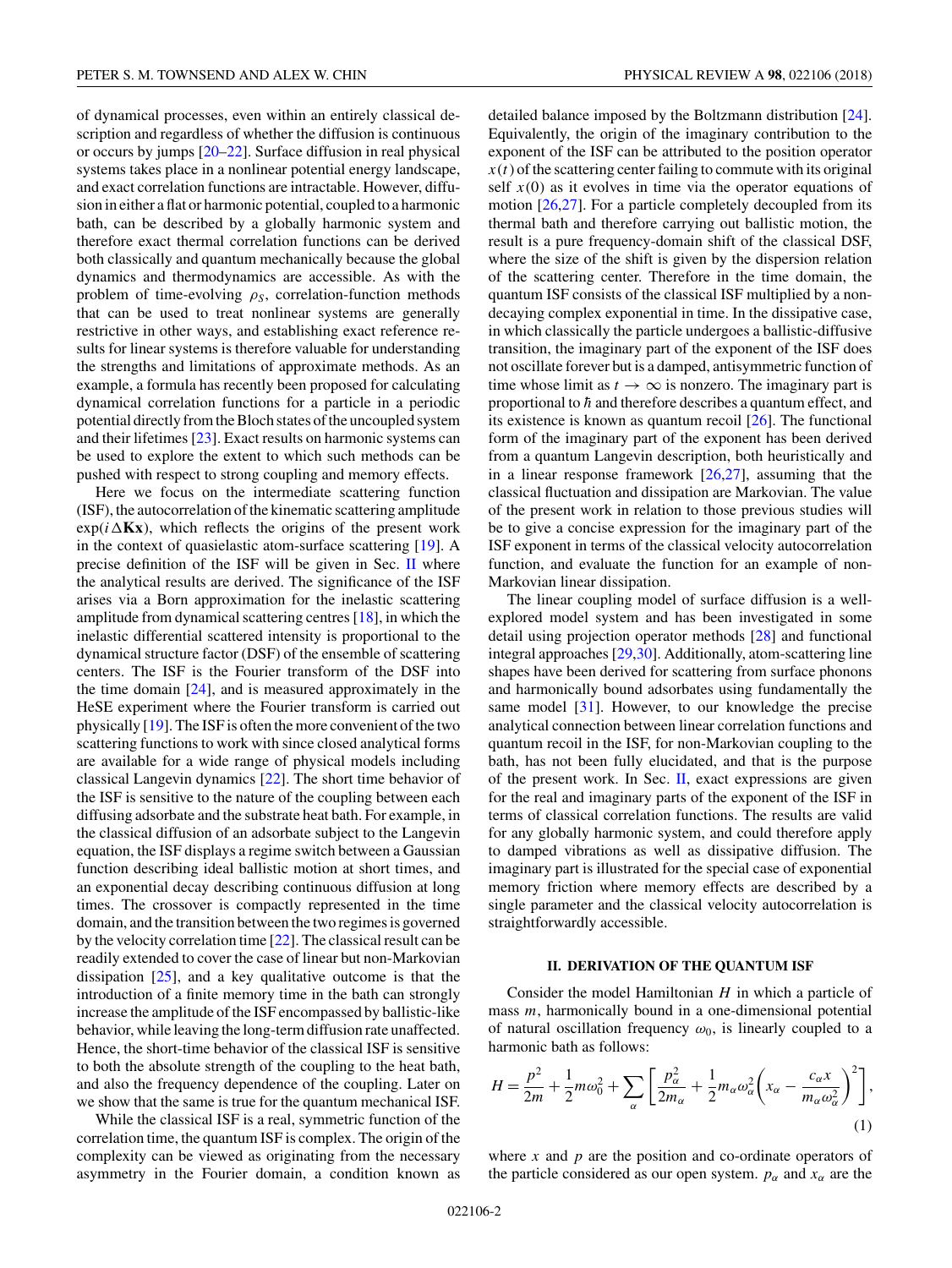of dynamical processes, even within an entirely classical description and regardless of whether the diffusion is continuous or occurs by jumps [20–22]. Surface diffusion in real physical systems takes place in a nonlinear potential energy landscape, and exact correlation functions are intractable. However, diffusion in either a flat or harmonic potential, coupled to a harmonic bath, can be described by a globally harmonic system and therefore exact thermal correlation functions can be derived both classically and quantum mechanically because the global dynamics and thermodynamics are accessible. As with the problem of time-evolving $\rho_S$, correlation-function methods that can be used to treat nonlinear systems are generally restrictive in other ways, and establishing exact reference results for linear systems is therefore valuable for understanding the strengths and limitations of approximate methods. As an example, a formula has recently been proposed for calculating dynamical correlation functions for a particle in a periodic potential directly from the Bloch states of the uncoupled system and their lifetimes [23]. Exact results on harmonic systems can be used to explore the extent to which such methods can be pushed with respect to strong coupling and memory effects.

Here we focus on the intermediate scattering function (ISF), the autocorrelation of the kinematic scattering amplitude $\exp(i\Delta\mathbf{K}\mathbf{x})$, which reflects the origins of the present work in the context of quasielastic atom-surface scattering [19]. A precise definition of the ISF will be given in Sec. II where the analytical results are derived. The significance of the ISF arises via a Born approximation for the inelastic scattering amplitude from dynamical scattering centres [18], in which the inelastic differential scattered intensity is proportional to the dynamical structure factor (DSF) of the ensemble of scattering centers. The ISF is the Fourier transform of the DSF into the time domain [24], and is measured approximately in the HeSE experiment where the Fourier transform is carried out physically [19]. The ISF is often the more convenient of the two scattering functions to work with since closed analytical forms are available for a wide range of physical models including classical Langevin dynamics [22]. The short time behavior of the ISF is sensitive to the nature of the coupling between each diffusing adsorbate and the substrate heat bath. For example, in the classical diffusion of an adsorbate subject to the Langevin equation, the ISF displays a regime switch between a Gaussian function describing ideal ballistic motion at short times, and an exponential decay describing continuous diffusion at long times. The crossover is compactly represented in the time domain, and the transition between the two regimes is governed by the velocity correlation time [22]. The classical result can be readily extended to cover the case of linear but non-Markovian dissipation [25], and a key qualitative outcome is that the introduction of a finite memory time in the bath can strongly increase the amplitude of the ISF encompassed by ballistic-like behavior, while leaving the long-term diffusion rate unaffected. Hence, the short-time behavior of the classical ISF is sensitive to both the absolute strength of the coupling to the heat bath, and also the frequency dependence of the coupling. Later on we show that the same is true for the quantum mechanical ISF.

While the classical ISF is a real, symmetric function of the correlation time, the quantum ISF is complex. The origin of the complexity can be viewed as originating from the necessary asymmetry in the Fourier domain, a condition known as detailed balance imposed by the Boltzmann distribution [24]. Equivalently, the origin of the imaginary contribution to the exponent of the ISF can be attributed to the position operator $x(t)$ of the scattering center failing to commute with its original self $x(0)$ as it evolves in time via the operator equations of motion [26,27]. For a particle completely decoupled from its thermal bath and therefore carrying out ballistic motion, the result is a pure frequency-domain shift of the classical DSF, where the size of the shift is given by the dispersion relation of the scattering center. Therefore in the time domain, the quantum ISF consists of the classical ISF multiplied by a nondecaying complex exponential in time. In the dissipative case, in which classically the particle undergoes a ballistic-diffusive transition, the imaginary part of the exponent of the ISF does not oscillate forever but is a damped, antisymmetric function of time whose limit as $t \to \infty$ is nonzero. The imaginary part is proportional to $\hbar$ and therefore describes a quantum effect, and its existence is known as quantum recoil [26]. The functional form of the imaginary part of the exponent has been derived from a quantum Langevin description, both heuristically and in a linear response framework [26,27], assuming that the classical fluctuation and dissipation are Markovian. The value of the present work in relation to those previous studies will be to give a concise expression for the imaginary part of the ISF exponent in terms of the classical velocity autocorrelation function, and evaluate the function for an example of non-Markovian linear dissipation.

The linear coupling model of surface diffusion is a well-explored model system and has been investigated in some detail using projection operator methods [28] and functional integral approaches [29,30]. Additionally, atom-scattering line shapes have been derived for scattering from surface phonons and harmonically bound adsorbates using fundamentally the same model [31]. However, to our knowledge the precise analytical connection between linear correlation functions and quantum recoil in the ISF, for non-Markovian coupling to the bath, has not been fully elucidated, and that is the purpose of the present work. In Sec. II, exact expressions are given for the real and imaginary parts of the exponent of the ISF in terms of classical correlation functions. The results are valid for any globally harmonic system, and could therefore apply to damped vibrations as well as dissipative diffusion. The imaginary part is illustrated for the special case of exponential memory friction where memory effects are described by a single parameter and the classical velocity autocorrelation function is straightforwardly accessible.

## II. DERIVATION OF THE QUANTUM ISF

Consider the model Hamiltonian $H$ in which a particle of mass $m$, harmonically bound in a one-dimensional potential of natural oscillation frequency $\omega_0$, is linearly coupled to a harmonic bath as follows:

$$H = \frac{p^2}{2m} + \frac{1}{2}m\omega_0^2 + \sum_\alpha \left[ \frac{p_\alpha^2}{2m_\alpha} + \frac{1}{2}m_\alpha\omega_\alpha^2\left( x_\alpha - \frac{c_\alpha x}{m_\alpha \omega_\alpha^2} \right)^2 \right], \tag{1}$$

where $x$ and $p$ are the position and co-ordinate operators of the particle considered as our open system. $p_\alpha$ and $x_\alpha$ are the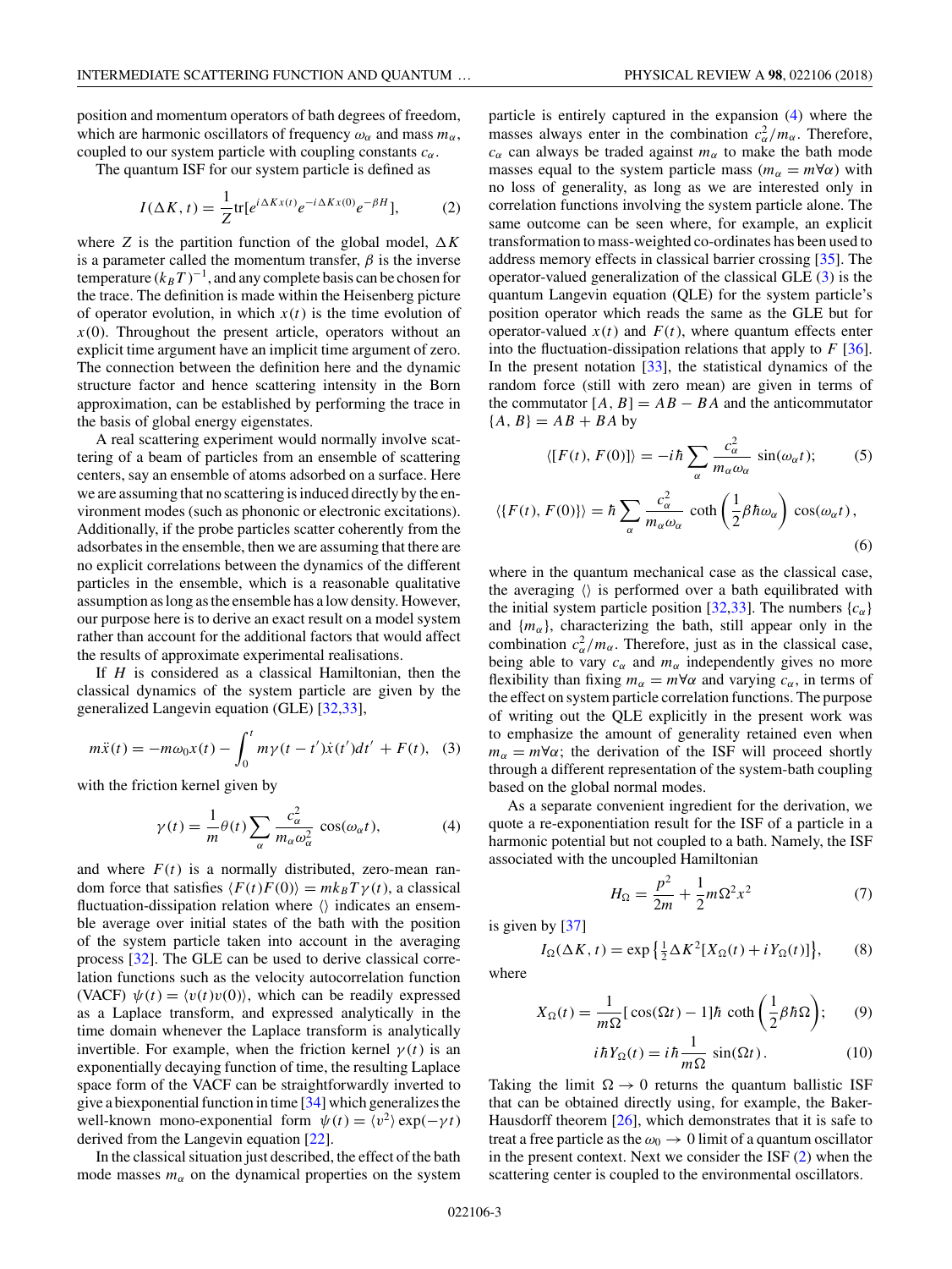position and momentum operators of bath degrees of freedom, which are harmonic oscillators of frequency $\omega_\alpha$ and mass $m_\alpha$, coupled to our system particle with coupling constants $c_\alpha$.

The quantum ISF for our system particle is defined as

$$I(\Delta K, t) = \frac{1}{Z}\mathrm{tr}[e^{i\Delta K x(t)}e^{-i\Delta K x(0)}e^{-\beta H}], \quad (2)$$

where $Z$ is the partition function of the global model, $\Delta K$ is a parameter called the momentum transfer, $\beta$ is the inverse temperature $(k_B T)^{-1}$, and any complete basis can be chosen for the trace. The definition is made within the Heisenberg picture of operator evolution, in which $x(t)$ is the time evolution of $x(0)$. Throughout the present article, operators without an explicit time argument have an implicit time argument of zero. The connection between the definition here and the dynamic structure factor and hence scattering intensity in the Born approximation, can be established by performing the trace in the basis of global energy eigenstates.

A real scattering experiment would normally involve scattering of a beam of particles from an ensemble of scattering centers, say an ensemble of atoms adsorbed on a surface. Here we are assuming that no scattering is induced directly by the environment modes (such as phononic or electronic excitations). Additionally, if the probe particles scatter coherently from the adsorbates in the ensemble, then we are assuming that there are no explicit correlations between the dynamics of the different particles in the ensemble, which is a reasonable qualitative assumption as long as the ensemble has a low density. However, our purpose here is to derive an exact result on a model system rather than account for the additional factors that would affect the results of approximate experimental realisations.

If $H$ is considered as a classical Hamiltonian, then the classical dynamics of the system particle are given by the generalized Langevin equation (GLE) [32,33],

$$m\ddot{x}(t) = -m\omega_0 x(t) - \int_0^t m\gamma(t-t')\dot{x}(t')dt' + F(t), \quad (3)$$

with the friction kernel given by

$$\gamma(t) = \frac{1}{m}\theta(t)\sum_\alpha \frac{c_\alpha^2}{m_\alpha\omega_\alpha^2}\cos(\omega_\alpha t), \quad (4)$$

and where $F(t)$ is a normally distributed, zero-mean random force that satisfies $\langle F(t)F(0)\rangle = mk_BT\gamma(t)$, a classical fluctuation-dissipation relation where $\langle\rangle$ indicates an ensemble average over initial states of the bath with the position of the system particle taken into account in the averaging process [32]. The GLE can be used to derive classical correlation functions such as the velocity autocorrelation function (VACF) $\psi(t) = \langle v(t)v(0)\rangle$, which can be readily expressed as a Laplace transform, and expressed analytically in the time domain whenever the Laplace transform is analytically invertible. For example, when the friction kernel $\gamma(t)$ is an exponentially decaying function of time, the resulting Laplace space form of the VACF can be straightforwardly inverted to give a biexponential function in time [34] which generalizes the well-known mono-exponential form $\psi(t) = \langle v^2\rangle\exp(-\gamma t)$ derived from the Langevin equation [22].

In the classical situation just described, the effect of the bath mode masses $m_\alpha$ on the dynamical properties on the system particle is entirely captured in the expansion (4) where the masses always enter in the combination $c_\alpha^2/m_\alpha$. Therefore, $c_\alpha$ can always be traded against $m_\alpha$ to make the bath mode masses equal to the system particle mass ($m_\alpha = m\forall\alpha$) with no loss of generality, as long as we are interested only in correlation functions involving the system particle alone. The same outcome can be seen where, for example, an explicit transformation to mass-weighted co-ordinates has been used to address memory effects in classical barrier crossing [35]. The operator-valued generalization of the classical GLE (3) is the quantum Langevin equation (QLE) for the system particle's position operator which reads the same as the GLE but for operator-valued $x(t)$ and $F(t)$, where quantum effects enter into the fluctuation-dissipation relations that apply to $F$ [36]. In the present notation [33], the statistical dynamics of the random force (still with zero mean) are given in terms of the commutator $[A, B] = AB - BA$ and the anticommutator $\{A, B\} = AB + BA$ by

$$\langle[F(t), F(0)]\rangle = -i\hbar\sum_\alpha \frac{c_\alpha^2}{m_\alpha\omega_\alpha}\sin(\omega_\alpha t); \quad (5)$$

$$\langle\{F(t), F(0)\}\rangle = \hbar\sum_\alpha \frac{c_\alpha^2}{m_\alpha\omega_\alpha}\coth\left(\frac{1}{2}\beta\hbar\omega_\alpha\right)\cos(\omega_\alpha t), \quad (6)$$

where in the quantum mechanical case as the classical case, the averaging $\langle\rangle$ is performed over a bath equilibrated with the initial system particle position [32,33]. The numbers $\{c_\alpha\}$ and $\{m_\alpha\}$, characterizing the bath, still appear only in the combination $c_\alpha^2/m_\alpha$. Therefore, just as in the classical case, being able to vary $c_\alpha$ and $m_\alpha$ independently gives no more flexibility than fixing $m_\alpha = m\forall\alpha$ and varying $c_\alpha$, in terms of the effect on system particle correlation functions. The purpose of writing out the QLE explicitly in the present work was to emphasize the amount of generality retained even when $m_\alpha = m\forall\alpha$; the derivation of the ISF will proceed shortly through a different representation of the system-bath coupling based on the global normal modes.

As a separate convenient ingredient for the derivation, we quote a re-exponentiation result for the ISF of a particle in a harmonic potential but not coupled to a bath. Namely, the ISF associated with the uncoupled Hamiltonian

$$H_\Omega = \frac{p^2}{2m} + \frac{1}{2}m\Omega^2 x^2 \quad (7)$$

is given by [37]

$$I_\Omega(\Delta K, t) = \exp\left\{\tfrac{1}{2}\Delta K^2[X_\Omega(t) + iY_\Omega(t)]\right\}, \quad (8)$$

where

$$X_\Omega(t) = \frac{1}{m\Omega}[\cos(\Omega t) - 1]\hbar\coth\left(\frac{1}{2}\beta\hbar\Omega\right); \quad (9)$$

$$i\hbar Y_\Omega(t) = i\hbar\frac{1}{m\Omega}\sin(\Omega t). \quad (10)$$

Taking the limit $\Omega \to 0$ returns the quantum ballistic ISF that can be obtained directly using, for example, the Baker-Hausdorff theorem [26], which demonstrates that it is safe to treat a free particle as the $\omega_0 \to 0$ limit of a quantum oscillator in the present context. Next we consider the ISF (2) when the scattering center is coupled to the environmental oscillators.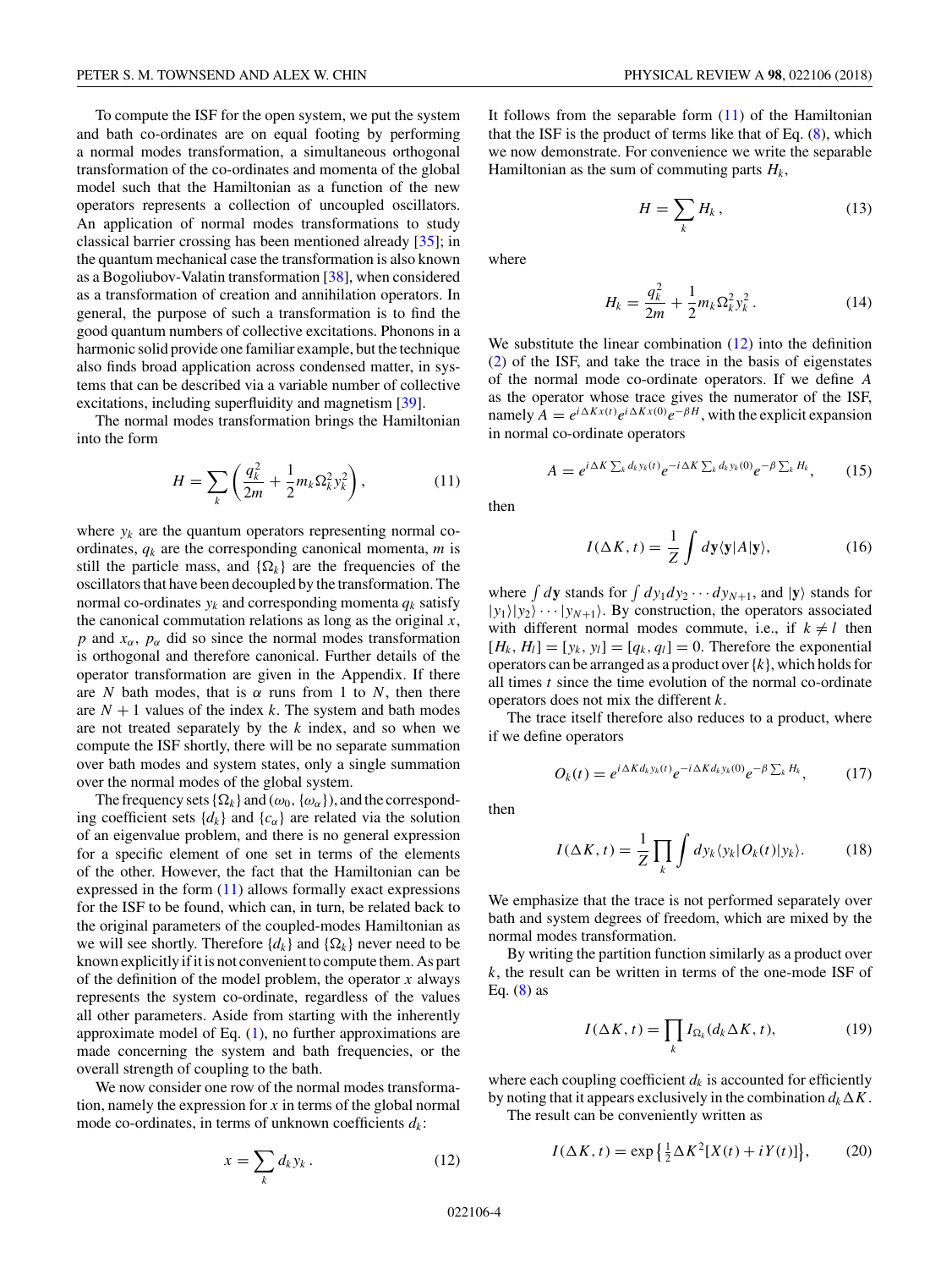To compute the ISF for the open system, we put the system and bath co-ordinates are on equal footing by performing a normal modes transformation, a simultaneous orthogonal transformation of the co-ordinates and momenta of the global model such that the Hamiltonian as a function of the new operators represents a collection of uncoupled oscillators. An application of normal modes transformations to study classical barrier crossing has been mentioned already [35]; in the quantum mechanical case the transformation is also known as a Bogoliubov-Valatin transformation [38], when considered as a transformation of creation and annihilation operators. In general, the purpose of such a transformation is to find the good quantum numbers of collective excitations. Phonons in a harmonic solid provide one familiar example, but the technique also finds broad application across condensed matter, in systems that can be described via a variable number of collective excitations, including superfluidity and magnetism [39].

The normal modes transformation brings the Hamiltonian into the form

$$H = \sum_k \left( \frac{q_k^2}{2m} + \frac{1}{2} m_k \Omega_k^2 y_k^2 \right), \tag{11}$$

where $y_k$ are the quantum operators representing normal co-ordinates, $q_k$ are the corresponding canonical momenta, $m$ is still the particle mass, and $\{\Omega_k\}$ are the frequencies of the oscillators that have been decoupled by the transformation. The normal co-ordinates $y_k$ and corresponding momenta $q_k$ satisfy the canonical commutation relations as long as the original $x$, $p$ and $x_\alpha$, $p_\alpha$ did so since the normal modes transformation is orthogonal and therefore canonical. Further details of the operator transformation are given in the Appendix. If there are $N$ bath modes, that is $\alpha$ runs from 1 to $N$, then there are $N+1$ values of the index $k$. The system and bath modes are not treated separately by the $k$ index, and so when we compute the ISF shortly, there will be no separate summation over bath modes and system states, only a single summation over the normal modes of the global system.

The frequency sets $\{\Omega_k\}$ and $(\omega_0, \{\omega_\alpha\})$, and the corresponding coefficient sets $\{d_k\}$ and $\{c_\alpha\}$ are related via the solution of an eigenvalue problem, and there is no general expression for a specific element of one set in terms of the elements of the other. However, the fact that the Hamiltonian can be expressed in the form (11) allows formally exact expressions for the ISF to be found, which can, in turn, be related back to the original parameters of the coupled-modes Hamiltonian as we will see shortly. Therefore $\{d_k\}$ and $\{\Omega_k\}$ never need to be known explicitly if it is not convenient to compute them. As part of the definition of the model problem, the operator $x$ always represents the system co-ordinate, regardless of the values all other parameters. Aside from starting with the inherently approximate model of Eq. (1), no further approximations are made concerning the system and bath frequencies, or the overall strength of coupling to the bath.

We now consider one row of the normal modes transformation, namely the expression for $x$ in terms of the global normal mode co-ordinates, in terms of unknown coefficients $d_k$:

$$x = \sum_k d_k y_k. \tag{12}$$

It follows from the separable form (11) of the Hamiltonian that the ISF is the product of terms like that of Eq. (8), which we now demonstrate. For convenience we write the separable Hamiltonian as the sum of commuting parts $H_k$,

$$H = \sum_k H_k, \tag{13}$$

where

$$H_k = \frac{q_k^2}{2m} + \frac{1}{2} m_k \Omega_k^2 y_k^2. \tag{14}$$

We substitute the linear combination (12) into the definition (2) of the ISF, and take the trace in the basis of eigenstates of the normal mode co-ordinate operators. If we define $A$ as the operator whose trace gives the numerator of the ISF, namely $A = e^{i\Delta K x(t)} e^{i\Delta K x(0)} e^{-\beta H}$, with the explicit expansion in normal co-ordinate operators

$$A = e^{i\Delta K \sum_k d_k y_k(t)} e^{-i\Delta K \sum_k d_k y_k(0)} e^{-\beta \sum_k H_k}, \tag{15}$$

then

$$I(\Delta K, t) = \frac{1}{Z} \int d\mathbf{y} \langle \mathbf{y} | A | \mathbf{y} \rangle, \tag{16}$$

where $\int d\mathbf{y}$ stands for $\int dy_1 dy_2 \cdots dy_{N+1}$, and $|\mathbf{y}\rangle$ stands for $|y_1\rangle |y_2\rangle \cdots |y_{N+1}\rangle$. By construction, the operators associated with different normal modes commute, i.e., if $k \neq l$ then $[H_k, H_l] = [y_k, y_l] = [q_k, q_l] = 0$. Therefore the exponential operators can be arranged as a product over $\{k\}$, which holds for all times $t$ since the time evolution of the normal co-ordinate operators does not mix the different $k$.

The trace itself therefore also reduces to a product, where if we define operators

$$O_k(t) = e^{i\Delta K d_k y_k(t)} e^{-i\Delta K d_k y_k(0)} e^{-\beta \sum_k H_k}, \tag{17}$$

then

$$I(\Delta K, t) = \frac{1}{Z} \prod_k \int dy_k \langle y_k | O_k(t) | y_k \rangle. \tag{18}$$

We emphasize that the trace is not performed separately over bath and system degrees of freedom, which are mixed by the normal modes transformation.

By writing the partition function similarly as a product over $k$, the result can be written in terms of the one-mode ISF of Eq. (8) as

$$I(\Delta K, t) = \prod_k I_{\Omega_k}(d_k \Delta K, t), \tag{19}$$

where each coupling coefficient $d_k$ is accounted for efficiently by noting that it appears exclusively in the combination $d_k \Delta K$.

The result can be conveniently written as

$$I(\Delta K, t) = \exp\left\{ \tfrac{1}{2} \Delta K^2 [X(t) + iY(t)] \right\}, \tag{20}$$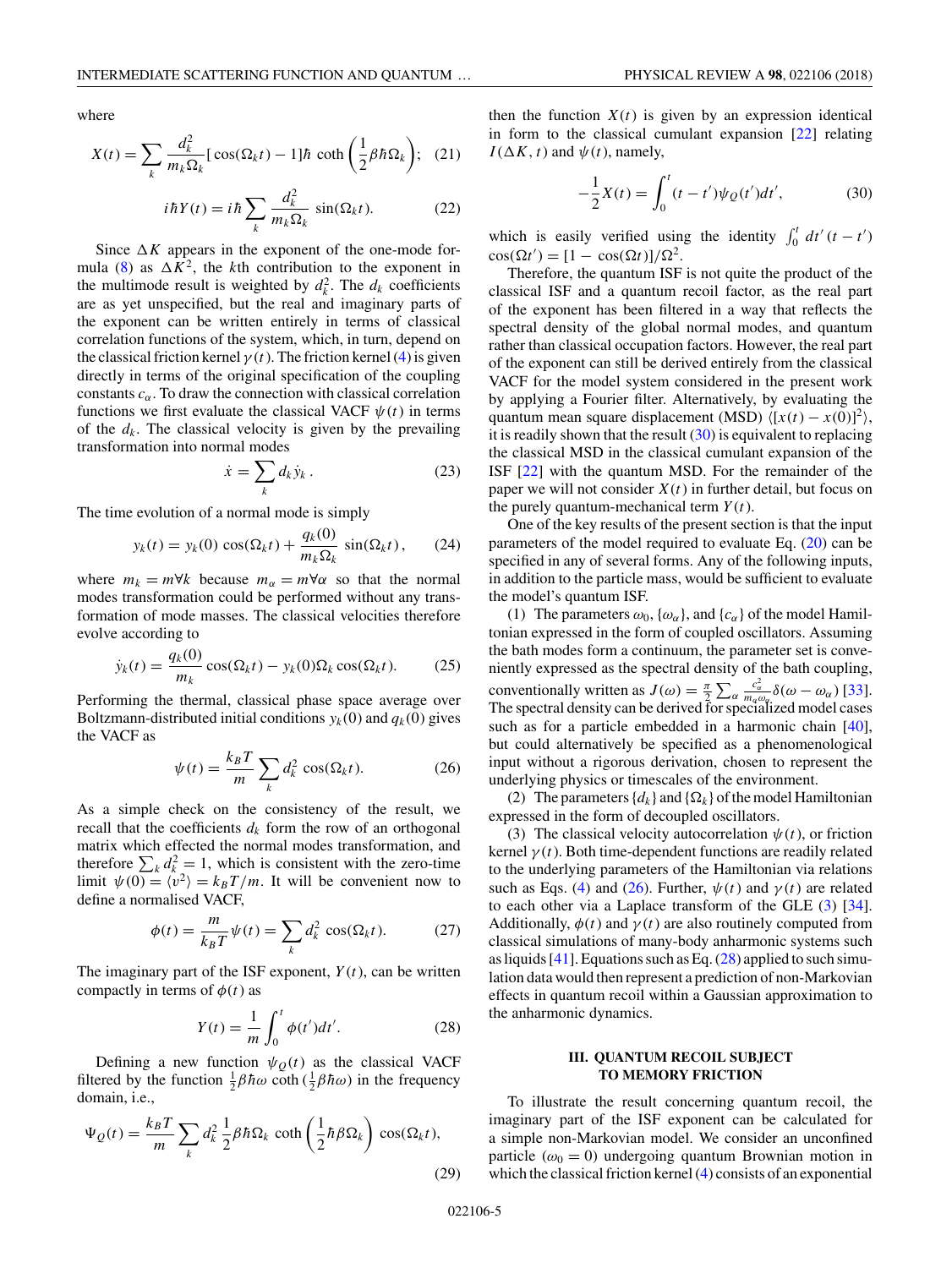where

$$X(t) = \sum_k \frac{d_k^2}{m_k \Omega_k}[\cos(\Omega_k t) - 1]\hbar \coth\left(\frac{1}{2}\beta\hbar\Omega_k\right); \quad (21)$$

$$i\hbar Y(t) = i\hbar \sum_k \frac{d_k^2}{m_k \Omega_k} \sin(\Omega_k t). \quad (22)$$

Since $\Delta K$ appears in the exponent of the one-mode formula (8) as $\Delta K^2$, the $k$th contribution to the exponent in the multimode result is weighted by $d_k^2$. The $d_k$ coefficients are as yet unspecified, but the real and imaginary parts of the exponent can be written entirely in terms of classical correlation functions of the system, which, in turn, depend on the classical friction kernel $\gamma(t)$. The friction kernel (4) is given directly in terms of the original specification of the coupling constants $c_\alpha$. To draw the connection with classical correlation functions we first evaluate the classical VACF $\psi(t)$ in terms of the $d_k$. The classical velocity is given by the prevailing transformation into normal modes

$$\dot{x} = \sum_k d_k \dot{y}_k . \quad (23)$$

The time evolution of a normal mode is simply

$$y_k(t) = y_k(0)\cos(\Omega_k t) + \frac{q_k(0)}{m_k \Omega_k}\sin(\Omega_k t), \quad (24)$$

where $m_k = m \forall k$ because $m_\alpha = m \forall \alpha$ so that the normal modes transformation could be performed without any transformation of mode masses. The classical velocities therefore evolve according to

$$\dot{y}_k(t) = \frac{q_k(0)}{m_k}\cos(\Omega_k t) - y_k(0)\Omega_k \cos(\Omega_k t). \quad (25)$$

Performing the thermal, classical phase space average over Boltzmann-distributed initial conditions $y_k(0)$ and $q_k(0)$ gives the VACF as

$$\psi(t) = \frac{k_B T}{m}\sum_k d_k^2 \cos(\Omega_k t). \quad (26)$$

As a simple check on the consistency of the result, we recall that the coefficients $d_k$ form the row of an orthogonal matrix which effected the normal modes transformation, and therefore $\sum_k d_k^2 = 1$, which is consistent with the zero-time limit $\psi(0) = \langle v^2 \rangle = k_B T/m$. It will be convenient now to define a normalised VACF,

$$\phi(t) = \frac{m}{k_B T}\psi(t) = \sum_k d_k^2 \cos(\Omega_k t). \quad (27)$$

The imaginary part of the ISF exponent, $Y(t)$, can be written compactly in terms of $\phi(t)$ as

$$Y(t) = \frac{1}{m}\int_0^t \phi(t')dt'. \quad (28)$$

Defining a new function $\psi_Q(t)$ as the classical VACF filtered by the function $\frac{1}{2}\beta\hbar\omega \coth(\frac{1}{2}\beta\hbar\omega)$ in the frequency domain, i.e.,

$$\Psi_Q(t) = \frac{k_B T}{m}\sum_k d_k^2 \frac{1}{2}\beta\hbar\Omega_k \coth\left(\frac{1}{2}\hbar\beta\Omega_k\right)\cos(\Omega_k t), \quad (29)$$

then the function $X(t)$ is given by an expression identical in form to the classical cumulant expansion [22] relating $I(\Delta K, t)$ and $\psi(t)$, namely,

$$-\frac{1}{2}X(t) = \int_0^t (t - t')\psi_Q(t')dt', \quad (30)$$

which is easily verified using the identity $\int_0^t dt'(t - t')\cos(\Omega t') = [1 - \cos(\Omega t)]/\Omega^2$.

Therefore, the quantum ISF is not quite the product of the classical ISF and a quantum recoil factor, as the real part of the exponent has been filtered in a way that reflects the spectral density of the global normal modes, and quantum rather than classical occupation factors. However, the real part of the exponent can still be derived entirely from the classical VACF for the model system considered in the present work by applying a Fourier filter. Alternatively, by evaluating the quantum mean square displacement (MSD) $\langle [x(t) - x(0)]^2 \rangle$, it is readily shown that the result (30) is equivalent to replacing the classical MSD in the classical cumulant expansion of the ISF [22] with the quantum MSD. For the remainder of the paper we will not consider $X(t)$ in further detail, but focus on the purely quantum-mechanical term $Y(t)$.

One of the key results of the present section is that the input parameters of the model required to evaluate Eq. (20) can be specified in any of several forms. Any of the following inputs, in addition to the particle mass, would be sufficient to evaluate the model's quantum ISF.

(1) The parameters $\omega_0$, $\{\omega_\alpha\}$, and $\{c_\alpha\}$ of the model Hamiltonian expressed in the form of coupled oscillators. Assuming the bath modes form a continuum, the parameter set is conveniently expressed as the spectral density of the bath coupling, conventionally written as $J(\omega) = \frac{\pi}{2}\sum_\alpha \frac{c_\alpha^2}{m_\alpha \omega_\alpha}\delta(\omega - \omega_\alpha)$ [33]. The spectral density can be derived for specialized model cases such as for a particle embedded in a harmonic chain [40], but could alternatively be specified as a phenomenological input without a rigorous derivation, chosen to represent the underlying physics or timescales of the environment.

(2) The parameters $\{d_k\}$ and $\{\Omega_k\}$ of the model Hamiltonian expressed in the form of decoupled oscillators.

(3) The classical velocity autocorrelation $\psi(t)$, or friction kernel $\gamma(t)$. Both time-dependent functions are readily related to the underlying parameters of the Hamiltonian via relations such as Eqs. (4) and (26). Further, $\psi(t)$ and $\gamma(t)$ are related to each other via a Laplace transform of the GLE (3) [34]. Additionally, $\phi(t)$ and $\gamma(t)$ are also routinely computed from classical simulations of many-body anharmonic systems such as liquids [41]. Equations such as Eq. (28) applied to such simulation data would then represent a prediction of non-Markovian effects in quantum recoil within a Gaussian approximation to the anharmonic dynamics.

## III. QUANTUM RECOIL SUBJECT TO MEMORY FRICTION

To illustrate the result concerning quantum recoil, the imaginary part of the ISF exponent can be calculated for a simple non-Markovian model. We consider an unconfined particle ($\omega_0 = 0$) undergoing quantum Brownian motion in which the classical friction kernel (4) consists of an exponential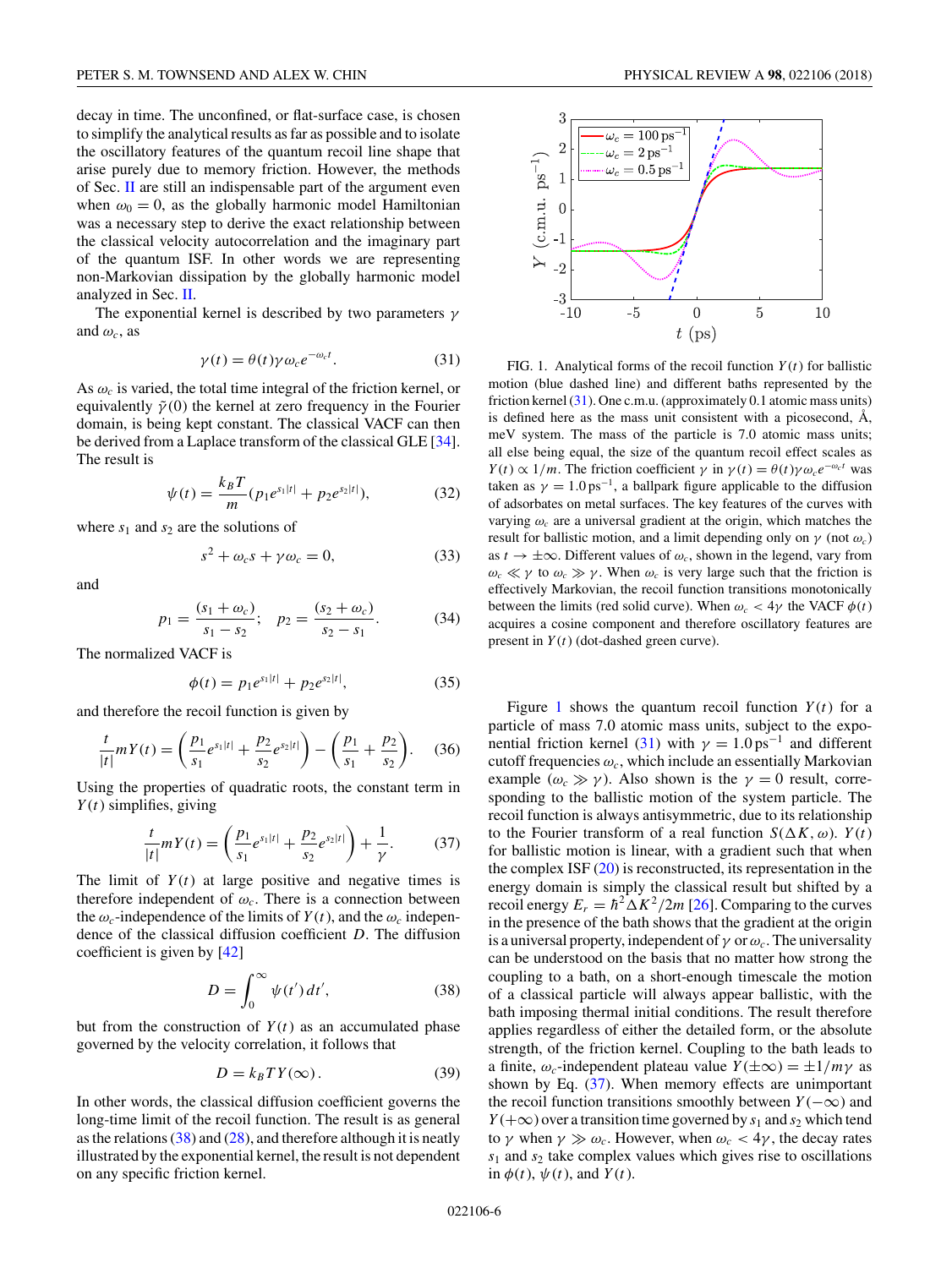decay in time. The unconfined, or flat-surface case, is chosen to simplify the analytical results as far as possible and to isolate the oscillatory features of the quantum recoil line shape that arise purely due to memory friction. However, the methods of Sec. II are still an indispensable part of the argument even when $\omega_0 = 0$, as the globally harmonic model Hamiltonian was a necessary step to derive the exact relationship between the classical velocity autocorrelation and the imaginary part of the quantum ISF. In other words we are representing non-Markovian dissipation by the globally harmonic model analyzed in Sec. II.

The exponential kernel is described by two parameters $\gamma$ and $\omega_c$, as

$$\gamma(t) = \theta(t)\gamma\omega_c e^{-\omega_c t}. \tag{31}$$

As $\omega_c$ is varied, the total time integral of the friction kernel, or equivalently $\tilde{\gamma}(0)$ the kernel at zero frequency in the Fourier domain, is being kept constant. The classical VACF can then be derived from a Laplace transform of the classical GLE [34]. The result is

$$\psi(t) = \frac{k_B T}{m}(p_1 e^{s_1|t|} + p_2 e^{s_2|t|}), \tag{32}$$

where $s_1$ and $s_2$ are the solutions of

$$s^2 + \omega_c s + \gamma\omega_c = 0, \tag{33}$$

and

$$p_1 = \frac{(s_1 + \omega_c)}{s_1 - s_2}; \quad p_2 = \frac{(s_2 + \omega_c)}{s_2 - s_1}. \tag{34}$$

The normalized VACF is

$$\phi(t) = p_1 e^{s_1|t|} + p_2 e^{s_2|t|}, \tag{35}$$

and therefore the recoil function is given by

$$\frac{t}{|t|} m Y(t) = \left(\frac{p_1}{s_1}e^{s_1|t|} + \frac{p_2}{s_2}e^{s_2|t|}\right) - \left(\frac{p_1}{s_1} + \frac{p_2}{s_2}\right). \tag{36}$$

Using the properties of quadratic roots, the constant term in $Y(t)$ simplifies, giving

$$\frac{t}{|t|} m Y(t) = \left(\frac{p_1}{s_1}e^{s_1|t|} + \frac{p_2}{s_2}e^{s_2|t|}\right) + \frac{1}{\gamma}. \tag{37}$$

The limit of $Y(t)$ at large positive and negative times is therefore independent of $\omega_c$. There is a connection between the $\omega_c$-independence of the limits of $Y(t)$, and the $\omega_c$ independence of the classical diffusion coefficient $D$. The diffusion coefficient is given by [42]

$$D = \int_0^\infty \psi(t')\, dt', \tag{38}$$

but from the construction of $Y(t)$ as an accumulated phase governed by the velocity correlation, it follows that

$$D = k_B T Y(\infty). \tag{39}$$

In other words, the classical diffusion coefficient governs the long-time limit of the recoil function. The result is as general as the relations (38) and (28), and therefore although it is neatly illustrated by the exponential kernel, the result is not dependent on any specific friction kernel.

FIG. 1. Analytical forms of the recoil function $Y(t)$ for ballistic motion (blue dashed line) and different baths represented by the friction kernel (31). One c.m.u. (approximately 0.1 atomic mass units) is defined here as the mass unit consistent with a picosecond, Å, meV system. The mass of the particle is 7.0 atomic mass units; all else being equal, the size of the quantum recoil effect scales as $Y(t) \propto 1/m$. The friction coefficient $\gamma$ in $\gamma(t) = \theta(t)\gamma\omega_c e^{-\omega_c t}$ was taken as $\gamma = 1.0\,\text{ps}^{-1}$, a ballpark figure applicable to the diffusion of adsorbates on metal surfaces. The key features of the curves with varying $\omega_c$ are a universal gradient at the origin, which matches the result for ballistic motion, and a limit depending only on $\gamma$ (not $\omega_c$) as $t \to \pm\infty$. Different values of $\omega_c$, shown in the legend, vary from $\omega_c \ll \gamma$ to $\omega_c \gg \gamma$. When $\omega_c$ is very large such that the friction is effectively Markovian, the recoil function transitions monotonically between the limits (red solid curve). When $\omega_c < 4\gamma$ the VACF $\phi(t)$ acquires a cosine component and therefore oscillatory features are present in $Y(t)$ (dot-dashed green curve).

Figure 1 shows the quantum recoil function $Y(t)$ for a particle of mass 7.0 atomic mass units, subject to the exponential friction kernel (31) with $\gamma = 1.0\,\text{ps}^{-1}$ and different cutoff frequencies $\omega_c$, which include an essentially Markovian example ($\omega_c \gg \gamma$). Also shown is the $\gamma = 0$ result, corresponding to the ballistic motion of the system particle. The recoil function is always antisymmetric, due to its relationship to the Fourier transform of a real function $S(\Delta K, \omega)$. $Y(t)$ for ballistic motion is linear, with a gradient such that when the complex ISF (20) is reconstructed, its representation in the energy domain is simply the classical result but shifted by a recoil energy $E_r = \hbar^2\Delta K^2/2m$ [26]. Comparing to the curves in the presence of the bath shows that the gradient at the origin is a universal property, independent of $\gamma$ or $\omega_c$. The universality can be understood on the basis that no matter how strong the coupling to a bath, on a short-enough timescale the motion of a classical particle will always appear ballistic, with the bath imposing thermal initial conditions. The result therefore applies regardless of either the detailed form, or the absolute strength, of the friction kernel. Coupling to the bath leads to a finite, $\omega_c$-independent plateau value $Y(\pm\infty) = \pm 1/m\gamma$ as shown by Eq. (37). When memory effects are unimportant the recoil function transitions smoothly between $Y(-\infty)$ and $Y(+\infty)$ over a transition time governed by $s_1$ and $s_2$ which tend to $\gamma$ when $\gamma \gg \omega_c$. However, when $\omega_c < 4\gamma$, the decay rates $s_1$ and $s_2$ take complex values which gives rise to oscillations in $\phi(t)$, $\psi(t)$, and $Y(t)$.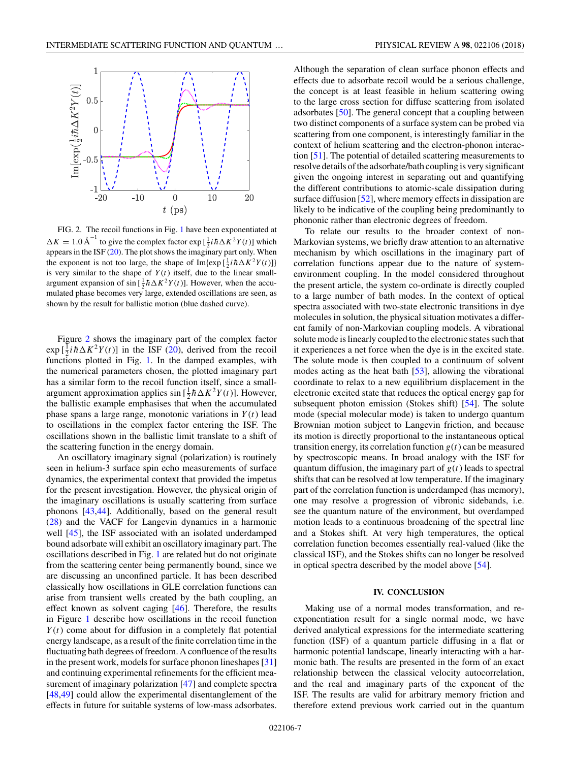FIG. 2. The recoil functions in Fig. 1 have been exponentiated at $\Delta K = 1.0\,\text{Å}^{-1}$ to give the complex factor $\exp[\frac{1}{2}i\hbar\Delta K^2 Y(t)]$ which appears in the ISF (20). The plot shows the imaginary part only. When the exponent is not too large, the shape of $\text{Im}\{\exp[\frac{1}{2}i\hbar\Delta K^2 Y(t)]\}$ is very similar to the shape of $Y(t)$ itself, due to the linear small-argument expansion of $\sin[\frac{1}{2}\hbar\Delta K^2 Y(t)]$. However, when the accumulated phase becomes very large, extended oscillations are seen, as shown by the result for ballistic motion (blue dashed curve).

Figure 2 shows the imaginary part of the complex factor $\exp[\frac{1}{2}i\hbar\Delta K^2 Y(t)]$ in the ISF (20), derived from the recoil functions plotted in Fig. 1. In the damped examples, with the numerical parameters chosen, the plotted imaginary part has a similar form to the recoil function itself, since a small-argument approximation applies $\sin[\frac{1}{2}\hbar\Delta K^2 Y(t)]$. However, the ballistic example emphasises that when the accumulated phase spans a large range, monotonic variations in $Y(t)$ lead to oscillations in the complex factor entering the ISF. The oscillations shown in the ballistic limit translate to a shift of the scattering function in the energy domain.

An oscillatory imaginary signal (polarization) is routinely seen in helium-3 surface spin echo measurements of surface dynamics, the experimental context that provided the impetus for the present investigation. However, the physical origin of the imaginary oscillations is usually scattering from surface phonons [43,44]. Additionally, based on the general result (28) and the VACF for Langevin dynamics in a harmonic well [45], the ISF associated with an isolated underdamped bound adsorbate will exhibit an oscillatory imaginary part. The oscillations described in Fig. 1 are related but do not originate from the scattering center being permanently bound, since we are discussing an unconfined particle. It has been described classically how oscillations in GLE correlation functions can arise from transient wells created by the bath coupling, an effect known as solvent caging [46]. Therefore, the results in Figure 1 describe how oscillations in the recoil function $Y(t)$ come about for diffusion in a completely flat potential energy landscape, as a result of the finite correlation time in the fluctuating bath degrees of freedom. A confluence of the results in the present work, models for surface phonon lineshapes [31] and continuing experimental refinements for the efficient measurement of imaginary polarization [47] and complete spectra [48,49] could allow the experimental disentanglement of the effects in future for suitable systems of low-mass adsorbates. Although the separation of clean surface phonon effects and effects due to adsorbate recoil would be a serious challenge, the concept is at least feasible in helium scattering owing to the large cross section for diffuse scattering from isolated adsorbates [50]. The general concept that a coupling between two distinct components of a surface system can be probed via scattering from one component, is interestingly familiar in the context of helium scattering and the electron-phonon interaction [51]. The potential of detailed scattering measurements to resolve details of the adsorbate/bath coupling is very significant given the ongoing interest in separating out and quantifying the different contributions to atomic-scale dissipation during surface diffusion [52], where memory effects in dissipation are likely to be indicative of the coupling being predominantly to phononic rather than electronic degrees of freedom.

To relate our results to the broader context of non-Markovian systems, we briefly draw attention to an alternative mechanism by which oscillations in the imaginary part of correlation functions appear due to the nature of system-environment coupling. In the model considered throughout the present article, the system co-ordinate is directly coupled to a large number of bath modes. In the context of optical spectra associated with two-state electronic transitions in dye molecules in solution, the physical situation motivates a different family of non-Markovian coupling models. A vibrational solute mode is linearly coupled to the electronic states such that it experiences a net force when the dye is in the excited state. The solute mode is then coupled to a continuum of solvent modes acting as the heat bath [53], allowing the vibrational coordinate to relax to a new equilibrium displacement in the electronic excited state that reduces the optical energy gap for subsequent photon emission (Stokes shift) [54]. The solute mode (special molecular mode) is taken to undergo quantum Brownian motion subject to Langevin friction, and because its motion is directly proportional to the instantaneous optical transition energy, its correlation function $g(t)$ can be measured by spectroscopic means. In broad analogy with the ISF for quantum diffusion, the imaginary part of $g(t)$ leads to spectral shifts that can be resolved at low temperature. If the imaginary part of the correlation function is underdamped (has memory), one may resolve a progression of vibronic sidebands, i.e. see the quantum nature of the environment, but overdamped motion leads to a continuous broadening of the spectral line and a Stokes shift. At very high temperatures, the optical correlation function becomes essentially real-valued (like the classical ISF), and the Stokes shifts can no longer be resolved in optical spectra described by the model above [54].

## IV. CONCLUSION

Making use of a normal modes transformation, and re-exponentiation result for a single normal mode, we have derived analytical expressions for the intermediate scattering function (ISF) of a quantum particle diffusing in a flat or harmonic potential landscape, linearly interacting with a harmonic bath. The results are presented in the form of an exact relationship between the classical velocity autocorrelation, and the real and imaginary parts of the exponent of the ISF. The results are valid for arbitrary memory friction and therefore extend previous work carried out in the quantum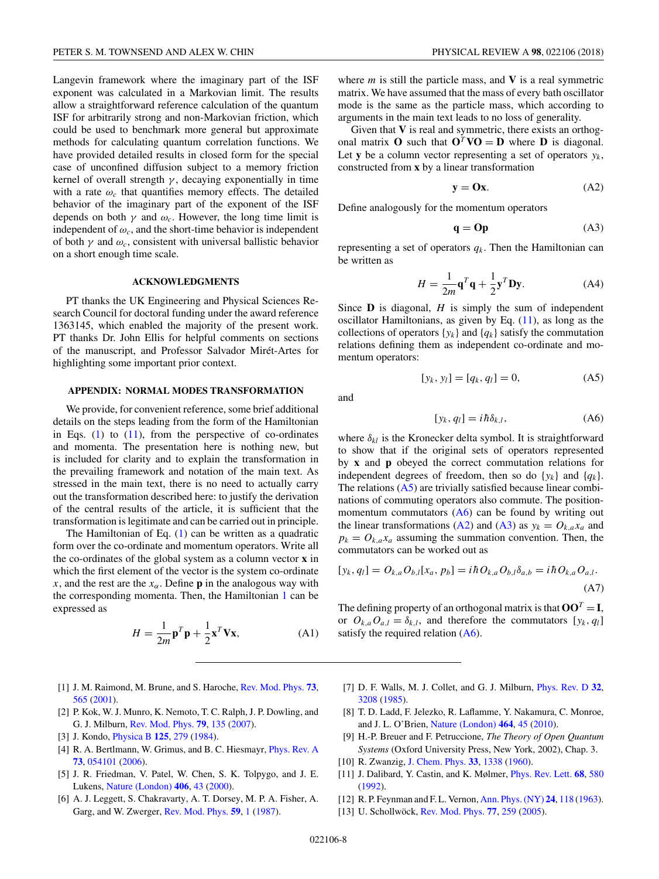Langevin framework where the imaginary part of the ISF exponent was calculated in a Markovian limit. The results allow a straightforward reference calculation of the quantum ISF for arbitrarily strong and non-Markovian friction, which could be used to benchmark more general but approximate methods for calculating quantum correlation functions. We have provided detailed results in closed form for the special case of unconfined diffusion subject to a memory friction kernel of overall strength $\gamma$, decaying exponentially in time with a rate $\omega_c$ that quantifies memory effects. The detailed behavior of the imaginary part of the exponent of the ISF depends on both $\gamma$ and $\omega_c$. However, the long time limit is independent of $\omega_c$, and the short-time behavior is independent of both $\gamma$ and $\omega_c$, consistent with universal ballistic behavior on a short enough time scale.

## ACKNOWLEDGMENTS

PT thanks the UK Engineering and Physical Sciences Research Council for doctoral funding under the award reference 1363145, which enabled the majority of the present work. PT thanks Dr. John Ellis for helpful comments on sections of the manuscript, and Professor Salvador Mirét-Artes for highlighting some important prior context.

## APPENDIX: NORMAL MODES TRANSFORMATION

We provide, for convenient reference, some brief additional details on the steps leading from the form of the Hamiltonian in Eqs. (1) to (11), from the perspective of co-ordinates and momenta. The presentation here is nothing new, but is included for clarity and to explain the transformation in the prevailing framework and notation of the main text. As stressed in the main text, there is no need to actually carry out the transformation described here: to justify the derivation of the central results of the article, it is sufficient that the transformation is legitimate and can be carried out in principle.

The Hamiltonian of Eq. (1) can be written as a quadratic form over the co-ordinate and momentum operators. Write all the co-ordinates of the global system as a column vector $\mathbf{x}$ in which the first element of the vector is the system co-ordinate $x$, and the rest are the $x_\alpha$. Define $\mathbf{p}$ in the analogous way with the corresponding momenta. Then, the Hamiltonian 1 can be expressed as

$$H = \frac{1}{2m}\mathbf{p}^T\mathbf{p} + \frac{1}{2}\mathbf{x}^T\mathbf{V}\mathbf{x}, \tag{A1}$$

where $m$ is still the particle mass, and $\mathbf{V}$ is a real symmetric matrix. We have assumed that the mass of every bath oscillator mode is the same as the particle mass, which according to arguments in the main text leads to no loss of generality.

Given that $\mathbf{V}$ is real and symmetric, there exists an orthogonal matrix $\mathbf{O}$ such that $\mathbf{O}^T\mathbf{V}\mathbf{O} = \mathbf{D}$ where $\mathbf{D}$ is diagonal. Let $\mathbf{y}$ be a column vector representing a set of operators $y_k$, constructed from $\mathbf{x}$ by a linear transformation

$$\mathbf{y} = \mathbf{O}\mathbf{x}. \tag{A2}$$

Define analogously for the momentum operators

$$\mathbf{q} = \mathbf{O}\mathbf{p} \tag{A3}$$

representing a set of operators $q_k$. Then the Hamiltonian can be written as

$$H = \frac{1}{2m}\mathbf{q}^T\mathbf{q} + \frac{1}{2}\mathbf{y}^T\mathbf{D}\mathbf{y}. \tag{A4}$$

Since $\mathbf{D}$ is diagonal, $H$ is simply the sum of independent oscillator Hamiltonians, as given by Eq. (11), as long as the collections of operators $\{y_k\}$ and $\{q_k\}$ satisfy the commutation relations defining them as independent co-ordinate and momentum operators:

$$[y_k, y_l] = [q_k, q_l] = 0, \tag{A5}$$

and

$$[y_k, q_l] = i\hbar\delta_{k,l}, \tag{A6}$$

where $\delta_{kl}$ is the Kronecker delta symbol. It is straightforward to show that if the original sets of operators represented by $\mathbf{x}$ and $\mathbf{p}$ obeyed the correct commutation relations for independent degrees of freedom, then so do $\{y_k\}$ and $\{q_k\}$. The relations (A5) are trivially satisfied because linear combinations of commuting operators also commute. The position-momentum commutators (A6) can be found by writing out the linear transformations (A2) and (A3) as $y_k = O_{k,a}x_a$ and $p_k = O_{k,a}x_a$ assuming the summation convention. Then, the commutators can be worked out as

$$[y_k, q_l] = O_{k,a}O_{b,l}[x_a, p_b] = i\hbar O_{k,a}O_{b,l}\delta_{a,b} = i\hbar O_{k,a}O_{a,l}. \tag{A7}$$

The defining property of an orthogonal matrix is that $\mathbf{O}\mathbf{O}^T = \mathbf{I}$, or $O_{k,a}O_{a,l} = \delta_{k,l}$, and therefore the commutators $[y_k, q_l]$ satisfy the required relation (A6).

[1] J. M. Raimond, M. Brune, and S. Haroche, Rev. Mod. Phys. **73**, 565 (2001).

[2] P. Kok, W. J. Munro, K. Nemoto, T. C. Ralph, J. P. Dowling, and G. J. Milburn, Rev. Mod. Phys. **79**, 135 (2007).

[3] J. Kondo, Physica B **125**, 279 (1984).

[4] R. A. Bertlmann, W. Grimus, and B. C. Hiesmayr, Phys. Rev. A **73**, 054101 (2006).

[5] J. R. Friedman, V. Patel, W. Chen, S. K. Tolpygo, and J. E. Lukens, Nature (London) **406**, 43 (2000).

[6] A. J. Leggett, S. Chakravarty, A. T. Dorsey, M. P. A. Fisher, A. Garg, and W. Zwerger, Rev. Mod. Phys. **59**, 1 (1987).

[7] D. F. Walls, M. J. Collet, and G. J. Milburn, Phys. Rev. D **32**, 3208 (1985).

[8] T. D. Ladd, F. Jelezko, R. Laflamme, Y. Nakamura, C. Monroe, and J. L. O'Brien, Nature (London) **464**, 45 (2010).

[9] H.-P. Breuer and F. Petruccione, *The Theory of Open Quantum Systems* (Oxford University Press, New York, 2002), Chap. 3.

[10] R. Zwanzig, J. Chem. Phys. **33**, 1338 (1960).

[11] J. Dalibard, Y. Castin, and K. Mølmer, Phys. Rev. Lett. **68**, 580 (1992).

[12] R. P. Feynman and F. L. Vernon, Ann. Phys. (NY) **24**, 118 (1963).

[13] U. Schollwöck, Rev. Mod. Phys. **77**, 259 (2005).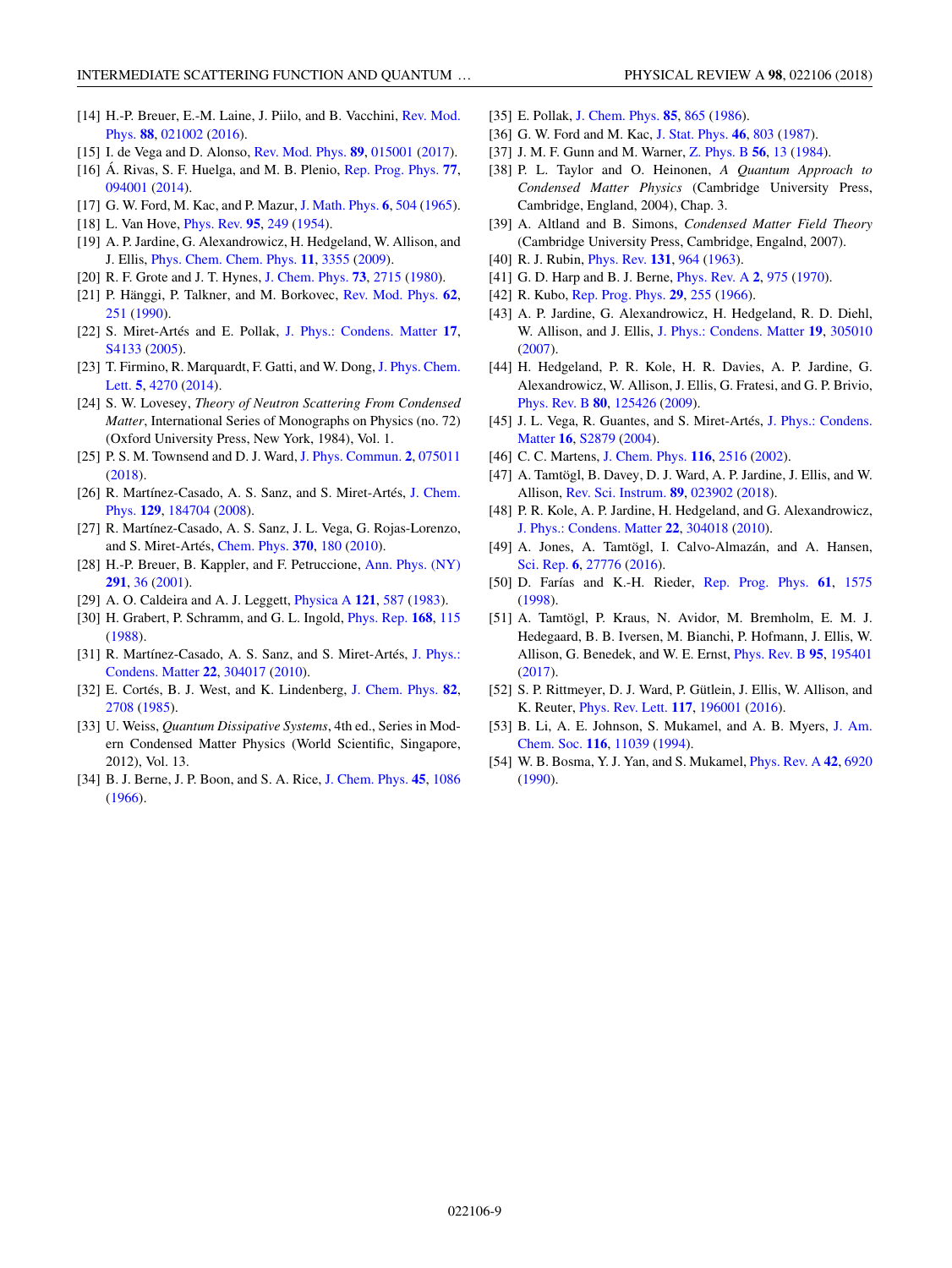[14] H.-P. Breuer, E.-M. Laine, J. Piilo, and B. Vacchini, Rev. Mod. Phys. **88**, 021002 (2016).

[15] I. de Vega and D. Alonso, Rev. Mod. Phys. **89**, 015001 (2017).

[16] Á. Rivas, S. F. Huelga, and M. B. Plenio, Rep. Prog. Phys. **77**, 094001 (2014).

[17] G. W. Ford, M. Kac, and P. Mazur, J. Math. Phys. **6**, 504 (1965).

[18] L. Van Hove, Phys. Rev. **95**, 249 (1954).

[19] A. P. Jardine, G. Alexandrowicz, H. Hedgeland, W. Allison, and J. Ellis, Phys. Chem. Chem. Phys. **11**, 3355 (2009).

[20] R. F. Grote and J. T. Hynes, J. Chem. Phys. **73**, 2715 (1980).

[21] P. Hänggi, P. Talkner, and M. Borkovec, Rev. Mod. Phys. **62**, 251 (1990).

[22] S. Miret-Artés and E. Pollak, J. Phys.: Condens. Matter **17**, S4133 (2005).

[23] T. Firmino, R. Marquardt, F. Gatti, and W. Dong, J. Phys. Chem. Lett. **5**, 4270 (2014).

[24] S. W. Lovesey, *Theory of Neutron Scattering From Condensed Matter*, International Series of Monographs on Physics (no. 72) (Oxford University Press, New York, 1984), Vol. 1.

[25] P. S. M. Townsend and D. J. Ward, J. Phys. Commun. **2**, 075011 (2018).

[26] R. Martínez-Casado, A. S. Sanz, and S. Miret-Artés, J. Chem. Phys. **129**, 184704 (2008).

[27] R. Martínez-Casado, A. S. Sanz, J. L. Vega, G. Rojas-Lorenzo, and S. Miret-Artés, Chem. Phys. **370**, 180 (2010).

[28] H.-P. Breuer, B. Kappler, and F. Petruccione, Ann. Phys. (NY) **291**, 36 (2001).

[29] A. O. Caldeira and A. J. Leggett, Physica A **121**, 587 (1983).

[30] H. Grabert, P. Schramm, and G. L. Ingold, Phys. Rep. **168**, 115 (1988).

[31] R. Martínez-Casado, A. S. Sanz, and S. Miret-Artés, J. Phys.: Condens. Matter **22**, 304017 (2010).

[32] E. Cortés, B. J. West, and K. Lindenberg, J. Chem. Phys. **82**, 2708 (1985).

[33] U. Weiss, *Quantum Dissipative Systems*, 4th ed., Series in Modern Condensed Matter Physics (World Scientific, Singapore, 2012), Vol. 13.

[34] B. J. Berne, J. P. Boon, and S. A. Rice, J. Chem. Phys. **45**, 1086 (1966).

[35] E. Pollak, J. Chem. Phys. **85**, 865 (1986).

[36] G. W. Ford and M. Kac, J. Stat. Phys. **46**, 803 (1987).

[37] J. M. F. Gunn and M. Warner, Z. Phys. B **56**, 13 (1984).

[38] P. L. Taylor and O. Heinonen, *A Quantum Approach to Condensed Matter Physics* (Cambridge University Press, Cambridge, England, 2004), Chap. 3.

[39] A. Altland and B. Simons, *Condensed Matter Field Theory* (Cambridge University Press, Cambridge, Engalnd, 2007).

[40] R. J. Rubin, Phys. Rev. **131**, 964 (1963).

[41] G. D. Harp and B. J. Berne, Phys. Rev. A **2**, 975 (1970).

[42] R. Kubo, Rep. Prog. Phys. **29**, 255 (1966).

[43] A. P. Jardine, G. Alexandrowicz, H. Hedgeland, R. D. Diehl, W. Allison, and J. Ellis, J. Phys.: Condens. Matter **19**, 305010 (2007).

[44] H. Hedgeland, P. R. Kole, H. R. Davies, A. P. Jardine, G. Alexandrowicz, W. Allison, J. Ellis, G. Fratesi, and G. P. Brivio, Phys. Rev. B **80**, 125426 (2009).

[45] J. L. Vega, R. Guantes, and S. Miret-Artés, J. Phys.: Condens. Matter **16**, S2879 (2004).

[46] C. C. Martens, J. Chem. Phys. **116**, 2516 (2002).

[47] A. Tamtögl, B. Davey, D. J. Ward, A. P. Jardine, J. Ellis, and W. Allison, Rev. Sci. Instrum. **89**, 023902 (2018).

[48] P. R. Kole, A. P. Jardine, H. Hedgeland, and G. Alexandrowicz, J. Phys.: Condens. Matter **22**, 304018 (2010).

[49] A. Jones, A. Tamtögl, I. Calvo-Almazán, and A. Hansen, Sci. Rep. **6**, 27776 (2016).

[50] D. Farías and K.-H. Rieder, Rep. Prog. Phys. **61**, 1575 (1998).

[51] A. Tamtögl, P. Kraus, N. Avidor, M. Bremholm, E. M. J. Hedegaard, B. B. Iversen, M. Bianchi, P. Hofmann, J. Ellis, W. Allison, G. Benedek, and W. E. Ernst, Phys. Rev. B **95**, 195401 (2017).

[52] S. P. Rittmeyer, D. J. Ward, P. Gütlein, J. Ellis, W. Allison, and K. Reuter, Phys. Rev. Lett. **117**, 196001 (2016).

[53] B. Li, A. E. Johnson, S. Mukamel, and A. B. Myers, J. Am. Chem. Soc. **116**, 11039 (1994).

[54] W. B. Bosma, Y. J. Yan, and S. Mukamel, Phys. Rev. A **42**, 6920 (1990).